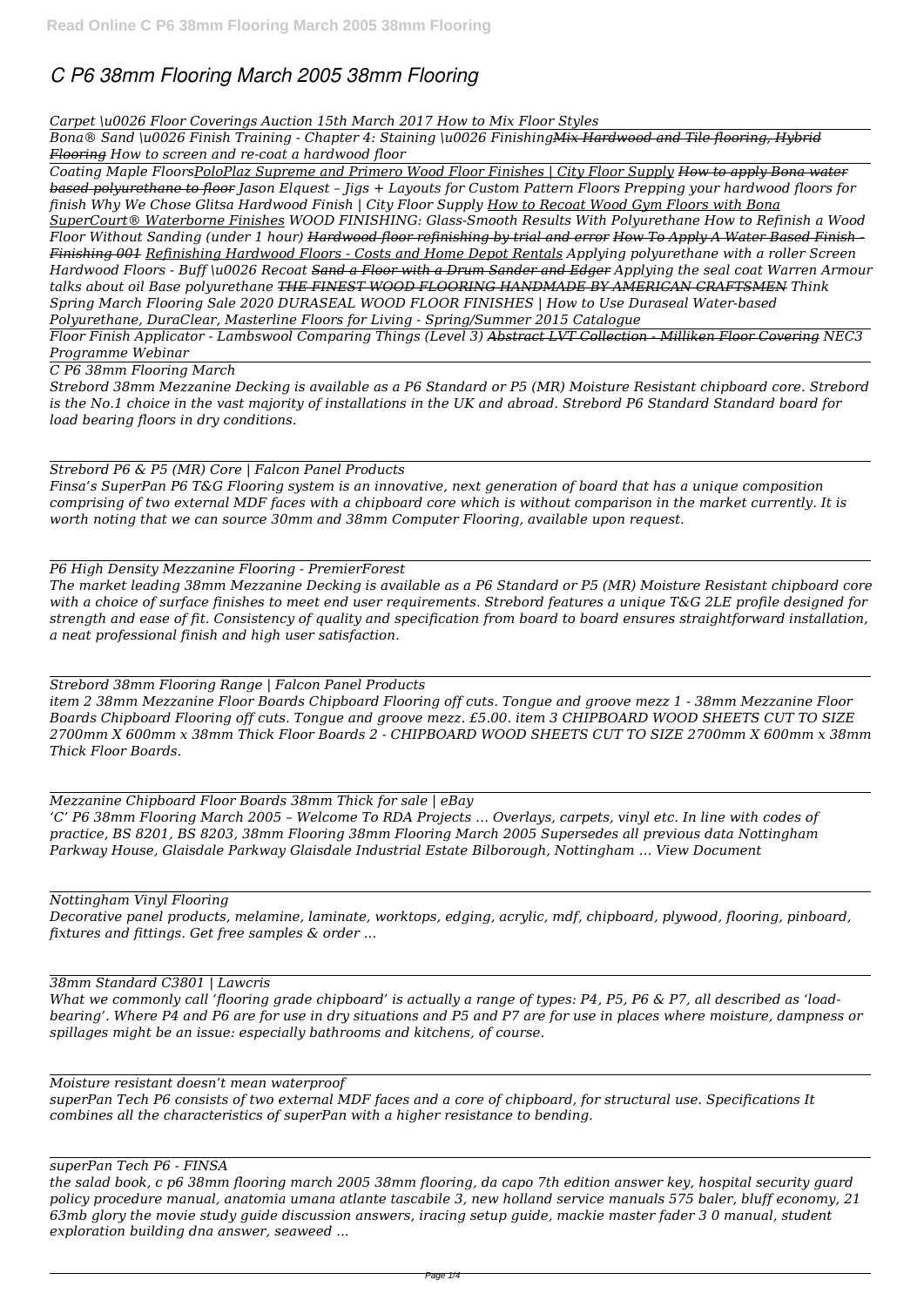# *C P6 38mm Flooring March 2005 38mm Flooring*

*Carpet \u0026 Floor Coverings Auction 15th March 2017 How to Mix Floor Styles*

*Bona® Sand \u0026 Finish Training - Chapter 4: Staining \u0026 Finishing~~Mix Hardwood and Tile flooring, Hybrid Flooring~~ How to screen and re-coat a hardwood floor*

*Coating Maple Floors<u>PoloPlaz Supreme and Primero Wood Floor Finishes | City Floor Supply</u> ~~How to apply Bona water based polyurethane to floor~~ Jason Elquest – Jigs + Layouts for Custom Pattern Floors Prepping your hardwood floors for finish Why We Chose Glitsa Hardwood Finish | City Floor Supply <u>How to Recoat Wood Gym Floors with Bona SuperCourt® Waterborne Finishes</u> WOOD FINISHING: Glass-Smooth Results With Polyurethane How to Refinish a Wood Floor Without Sanding (under 1 hour) ~~Hardwood floor refinishing by trial and error~~ ~~How To Apply A Water Based Finish - Finishing 001~~ <u>Refinishing Hardwood Floors - Costs and Home Depot Rentals</u> Applying polyurethane with a roller Screen Hardwood Floors - Buff \u0026 Recoat ~~Sand a Floor with a Drum Sander and Edger~~ Applying the seal coat Warren Armour talks about oil Base polyurethane ~~THE FINEST WOOD FLOORING HANDMADE BY AMERICAN CRAFTSMEN~~ Think Spring March Flooring Sale 2020 DURASEAL WOOD FLOOR FINISHES | How to Use Duraseal Water-based Polyurethane, DuraClear, Masterline Floors for Living - Spring/Summer 2015 Catalogue*

*Floor Finish Applicator - Lambswool Comparing Things (Level 3) ~~Abstract LVT Collection - Milliken Floor Covering~~ NEC3 Programme Webinar*

*C P6 38mm Flooring March*

*Strebord 38mm Mezzanine Decking is available as a P6 Standard or P5 (MR) Moisture Resistant chipboard core. Strebord is the No.1 choice in the vast majority of installations in the UK and abroad. Strebord P6 Standard Standard board for load bearing floors in dry conditions.*

*Strebord P6 & P5 (MR) Core | Falcon Panel Products*

*Finsa's SuperPan P6 T&G Flooring system is an innovative, next generation of board that has a unique composition comprising of two external MDF faces with a chipboard core which is without comparison in the market currently. It is worth noting that we can source 30mm and 38mm Computer Flooring, available upon request.*

*P6 High Density Mezzanine Flooring - PremierForest*

*The market leading 38mm Mezzanine Decking is available as a P6 Standard or P5 (MR) Moisture Resistant chipboard core with a choice of surface finishes to meet end user requirements. Strebord features a unique T&G 2LE profile designed for strength and ease of fit. Consistency of quality and specification from board to board ensures straightforward installation, a neat professional finish and high user satisfaction.*

*Strebord 38mm Flooring Range | Falcon Panel Products*

*item 2 38mm Mezzanine Floor Boards Chipboard Flooring off cuts. Tongue and groove mezz 1 - 38mm Mezzanine Floor Boards Chipboard Flooring off cuts. Tongue and groove mezz. £5.00. item 3 CHIPBOARD WOOD SHEETS CUT TO SIZE 2700mm X 600mm x 38mm Thick Floor Boards 2 - CHIPBOARD WOOD SHEETS CUT TO SIZE 2700mm X 600mm x 38mm Thick Floor Boards.*

*Mezzanine Chipboard Floor Boards 38mm Thick for sale | eBay*

*'C' P6 38mm Flooring March 2005 – Welcome To RDA Projects ... Overlays, carpets, vinyl etc. In line with codes of practice, BS 8201, BS 8203, 38mm Flooring 38mm Flooring March 2005 Supersedes all previous data Nottingham Parkway House, Glaisdale Parkway Glaisdale Industrial Estate Bilborough, Nottingham ... View Document*

*Nottingham Vinyl Flooring*

*Decorative panel products, melamine, laminate, worktops, edging, acrylic, mdf, chipboard, plywood, flooring, pinboard, fixtures and fittings. Get free samples & order ...*

*38mm Standard C3801 | Lawcris*

*What we commonly call 'flooring grade chipboard' is actually a range of types: P4, P5, P6 & P7, all described as 'load-bearing'. Where P4 and P6 are for use in dry situations and P5 and P7 are for use in places where moisture, dampness or spillages might be an issue: especially bathrooms and kitchens, of course.*

*Moisture resistant doesn't mean waterproof*

*superPan Tech P6 consists of two external MDF faces and a core of chipboard, for structural use. Specifications It combines all the characteristics of superPan with a higher resistance to bending.*

*superPan Tech P6 - FINSA*

*the salad book, c p6 38mm flooring march 2005 38mm flooring, da capo 7th edition answer key, hospital security guard policy procedure manual, anatomia umana atlante tascabile 3, new holland service manuals 575 baler, bluff economy, 21 63mb glory the movie study guide discussion answers, iracing setup guide, mackie master fader 3 0 manual, student exploration building dna answer, seaweed ...*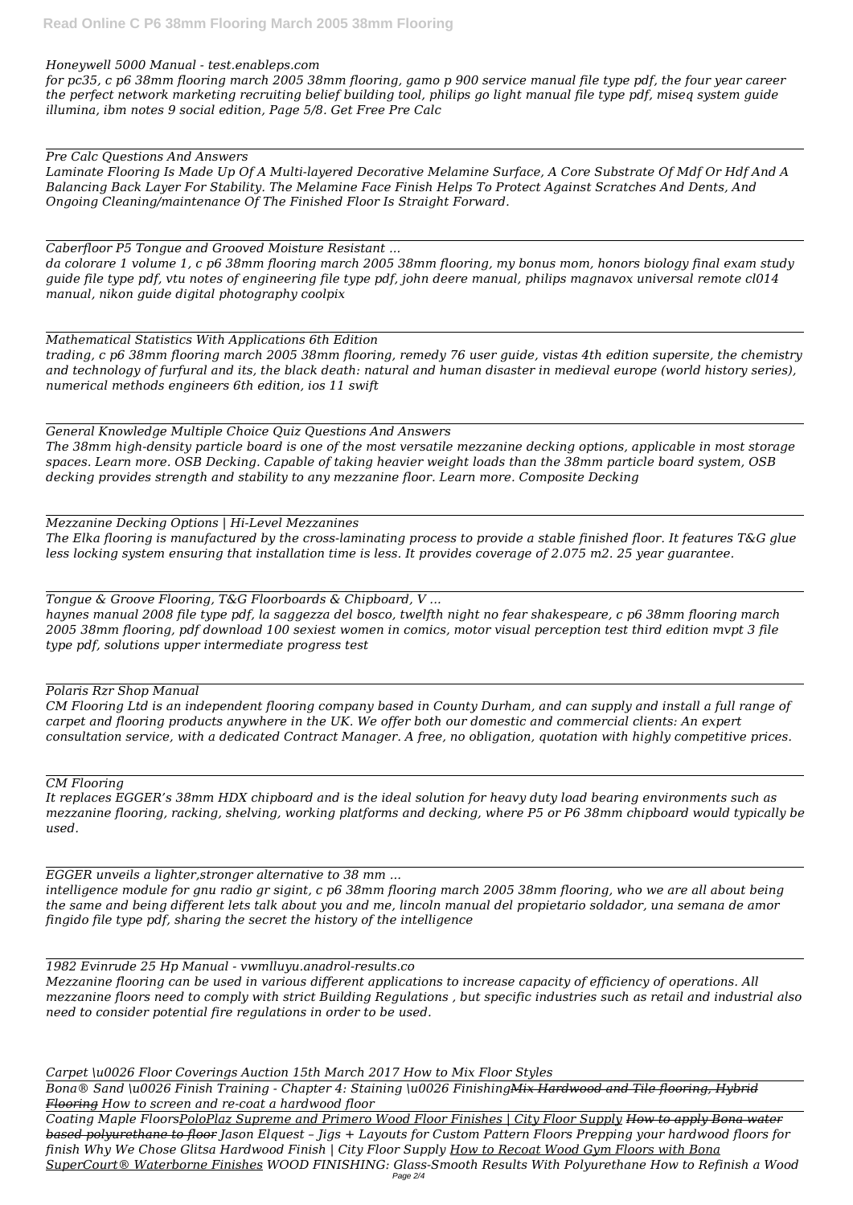*Honeywell 5000 Manual - test.enableps.com*

*for pc35, c p6 38mm flooring march 2005 38mm flooring, gamo p 900 service manual file type pdf, the four year career the perfect network marketing recruiting belief building tool, philips go light manual file type pdf, miseq system guide illumina, ibm notes 9 social edition, Page 5/8. Get Free Pre Calc*

*Pre Calc Questions And Answers*

*Laminate Flooring Is Made Up Of A Multi-layered Decorative Melamine Surface, A Core Substrate Of Mdf Or Hdf And A Balancing Back Layer For Stability. The Melamine Face Finish Helps To Protect Against Scratches And Dents, And Ongoing Cleaning/maintenance Of The Finished Floor Is Straight Forward.*

*Caberfloor P5 Tongue and Grooved Moisture Resistant ...*

*da colorare 1 volume 1, c p6 38mm flooring march 2005 38mm flooring, my bonus mom, honors biology final exam study guide file type pdf, vtu notes of engineering file type pdf, john deere manual, philips magnavox universal remote cl014 manual, nikon guide digital photography coolpix*

*Mathematical Statistics With Applications 6th Edition*

*trading, c p6 38mm flooring march 2005 38mm flooring, remedy 76 user guide, vistas 4th edition supersite, the chemistry and technology of furfural and its, the black death: natural and human disaster in medieval europe (world history series), numerical methods engineers 6th edition, ios 11 swift*

*General Knowledge Multiple Choice Quiz Questions And Answers*

*The 38mm high-density particle board is one of the most versatile mezzanine decking options, applicable in most storage spaces. Learn more. OSB Decking. Capable of taking heavier weight loads than the 38mm particle board system, OSB decking provides strength and stability to any mezzanine floor. Learn more. Composite Decking*

*Mezzanine Decking Options | Hi-Level Mezzanines*

*The Elka flooring is manufactured by the cross-laminating process to provide a stable finished floor. It features T&G glue less locking system ensuring that installation time is less. It provides coverage of 2.075 m2. 25 year guarantee.*

*Tongue & Groove Flooring, T&G Floorboards & Chipboard, V ...*

*haynes manual 2008 file type pdf, la saggezza del bosco, twelfth night no fear shakespeare, c p6 38mm flooring march 2005 38mm flooring, pdf download 100 sexiest women in comics, motor visual perception test third edition mvpt 3 file type pdf, solutions upper intermediate progress test*

*Polaris Rzr Shop Manual*

*CM Flooring Ltd is an independent flooring company based in County Durham, and can supply and install a full range of carpet and flooring products anywhere in the UK. We offer both our domestic and commercial clients: An expert consultation service, with a dedicated Contract Manager. A free, no obligation, quotation with highly competitive prices.*

*CM Flooring*

*It replaces EGGER's 38mm HDX chipboard and is the ideal solution for heavy duty load bearing environments such as mezzanine flooring, racking, shelving, working platforms and decking, where P5 or P6 38mm chipboard would typically be used.*

*EGGER unveils a lighter,stronger alternative to 38 mm ...*

*intelligence module for gnu radio gr sigint, c p6 38mm flooring march 2005 38mm flooring, who we are all about being the same and being different lets talk about you and me, lincoln manual del propietario soldador, una semana de amor fingido file type pdf, sharing the secret the history of the intelligence*

*1982 Evinrude 25 Hp Manual - vwmlluyu.anadrol-results.co*

*Mezzanine flooring can be used in various different applications to increase capacity of efficiency of operations. All mezzanine floors need to comply with strict Building Regulations , but specific industries such as retail and industrial also need to consider potential fire regulations in order to be used.*

*Carpet \u0026 Floor Coverings Auction 15th March 2017 How to Mix Floor Styles*

*Bona® Sand \u0026 Finish Training - Chapter 4: Staining \u0026 Finishing~~Mix Hardwood and Tile flooring, Hybrid Flooring~~ How to screen and re-coat a hardwood floor*

*Coating Maple Floors<u>PoloPlaz Supreme and Primero Wood Floor Finishes | City Floor Supply</u> ~~How to apply Bona water based polyurethane to floor~~ Jason Elquest – Jigs + Layouts for Custom Pattern Floors Prepping your hardwood floors for finish Why We Chose Glitsa Hardwood Finish | City Floor Supply <u>How to Recoat Wood Gym Floors with Bona SuperCourt® Waterborne Finishes</u> WOOD FINISHING: Glass-Smooth Results With Polyurethane How to Refinish a Wood*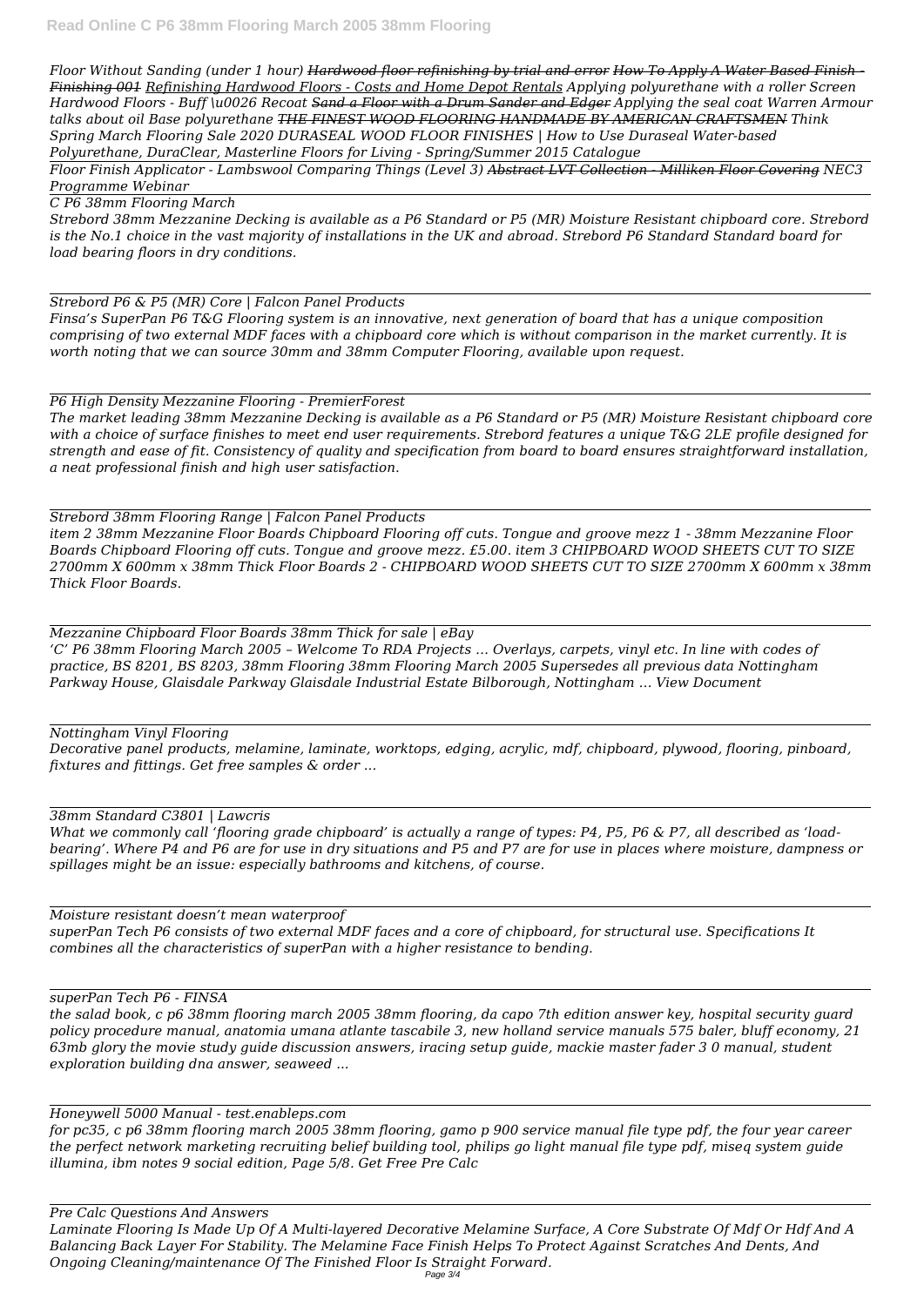*Floor Without Sanding (under 1 hour) ~~Hardwood floor refinishing by trial and error~~ ~~How To Apply A Water Based Finish - Finishing 001~~ Refinishing Hardwood Floors - Costs and Home Depot Rentals Applying polyurethane with a roller Screen Hardwood Floors - Buff \u0026 Recoat ~~Sand a Floor with a Drum Sander and Edger~~ Applying the seal coat Warren Armour talks about oil Base polyurethane ~~THE FINEST WOOD FLOORING HANDMADE BY AMERICAN CRAFTSMEN~~ Think Spring March Flooring Sale 2020 DURASEAL WOOD FLOOR FINISHES | How to Use Duraseal Water-based Polyurethane, DuraClear, Masterline Floors for Living - Spring/Summer 2015 Catalogue*

*Floor Finish Applicator - Lambswool Comparing Things (Level 3) ~~Abstract LVT Collection - Milliken Floor Covering~~ NEC3 Programme Webinar*

*C P6 38mm Flooring March*

*Strebord 38mm Mezzanine Decking is available as a P6 Standard or P5 (MR) Moisture Resistant chipboard core. Strebord is the No.1 choice in the vast majority of installations in the UK and abroad. Strebord P6 Standard Standard board for load bearing floors in dry conditions.*

*Strebord P6 & P5 (MR) Core | Falcon Panel Products*

*Finsa's SuperPan P6 T&G Flooring system is an innovative, next generation of board that has a unique composition comprising of two external MDF faces with a chipboard core which is without comparison in the market currently. It is worth noting that we can source 30mm and 38mm Computer Flooring, available upon request.*

*P6 High Density Mezzanine Flooring - PremierForest*

*The market leading 38mm Mezzanine Decking is available as a P6 Standard or P5 (MR) Moisture Resistant chipboard core with a choice of surface finishes to meet end user requirements. Strebord features a unique T&G 2LE profile designed for strength and ease of fit. Consistency of quality and specification from board to board ensures straightforward installation, a neat professional finish and high user satisfaction.*

*Strebord 38mm Flooring Range | Falcon Panel Products*

*item 2 38mm Mezzanine Floor Boards Chipboard Flooring off cuts. Tongue and groove mezz 1 - 38mm Mezzanine Floor Boards Chipboard Flooring off cuts. Tongue and groove mezz. £5.00. item 3 CHIPBOARD WOOD SHEETS CUT TO SIZE 2700mm X 600mm x 38mm Thick Floor Boards 2 - CHIPBOARD WOOD SHEETS CUT TO SIZE 2700mm X 600mm x 38mm Thick Floor Boards.*

*Mezzanine Chipboard Floor Boards 38mm Thick for sale | eBay*

*'C' P6 38mm Flooring March 2005 – Welcome To RDA Projects ... Overlays, carpets, vinyl etc. In line with codes of practice, BS 8201, BS 8203, 38mm Flooring 38mm Flooring March 2005 Supersedes all previous data Nottingham Parkway House, Glaisdale Parkway Glaisdale Industrial Estate Bilborough, Nottingham ... View Document*

*Nottingham Vinyl Flooring*

*Decorative panel products, melamine, laminate, worktops, edging, acrylic, mdf, chipboard, plywood, flooring, pinboard, fixtures and fittings. Get free samples & order ...*

*38mm Standard C3801 | Lawcris*

*What we commonly call 'flooring grade chipboard' is actually a range of types: P4, P5, P6 & P7, all described as 'load-bearing'. Where P4 and P6 are for use in dry situations and P5 and P7 are for use in places where moisture, dampness or spillages might be an issue: especially bathrooms and kitchens, of course.*

*Moisture resistant doesn't mean waterproof*

*superPan Tech P6 consists of two external MDF faces and a core of chipboard, for structural use. Specifications It combines all the characteristics of superPan with a higher resistance to bending.*

*superPan Tech P6 - FINSA*

*the salad book, c p6 38mm flooring march 2005 38mm flooring, da capo 7th edition answer key, hospital security guard policy procedure manual, anatomia umana atlante tascabile 3, new holland service manuals 575 baler, bluff economy, 21 63mb glory the movie study guide discussion answers, iracing setup guide, mackie master fader 3 0 manual, student exploration building dna answer, seaweed ...*

*Honeywell 5000 Manual - test.enableps.com*

*for pc35, c p6 38mm flooring march 2005 38mm flooring, gamo p 900 service manual file type pdf, the four year career the perfect network marketing recruiting belief building tool, philips go light manual file type pdf, miseq system guide illumina, ibm notes 9 social edition, Page 5/8. Get Free Pre Calc*

*Pre Calc Questions And Answers*

*Laminate Flooring Is Made Up Of A Multi-layered Decorative Melamine Surface, A Core Substrate Of Mdf Or Hdf And A Balancing Back Layer For Stability. The Melamine Face Finish Helps To Protect Against Scratches And Dents, And Ongoing Cleaning/maintenance Of The Finished Floor Is Straight Forward.*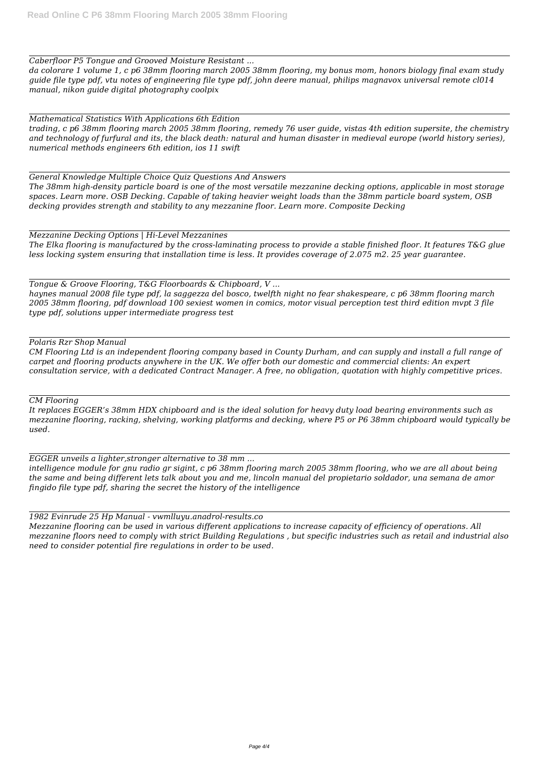*Caberfloor P5 Tongue and Grooved Moisture Resistant ...*

*da colorare 1 volume 1, c p6 38mm flooring march 2005 38mm flooring, my bonus mom, honors biology final exam study guide file type pdf, vtu notes of engineering file type pdf, john deere manual, philips magnavox universal remote cl014 manual, nikon guide digital photography coolpix*

*Mathematical Statistics With Applications 6th Edition*

*trading, c p6 38mm flooring march 2005 38mm flooring, remedy 76 user guide, vistas 4th edition supersite, the chemistry and technology of furfural and its, the black death: natural and human disaster in medieval europe (world history series), numerical methods engineers 6th edition, ios 11 swift*

*General Knowledge Multiple Choice Quiz Questions And Answers*

*The 38mm high-density particle board is one of the most versatile mezzanine decking options, applicable in most storage spaces. Learn more. OSB Decking. Capable of taking heavier weight loads than the 38mm particle board system, OSB decking provides strength and stability to any mezzanine floor. Learn more. Composite Decking*

*Mezzanine Decking Options | Hi-Level Mezzanines*

*The Elka flooring is manufactured by the cross-laminating process to provide a stable finished floor. It features T&G glue less locking system ensuring that installation time is less. It provides coverage of 2.075 m2. 25 year guarantee.*

*Tongue & Groove Flooring, T&G Floorboards & Chipboard, V ...*

*haynes manual 2008 file type pdf, la saggezza del bosco, twelfth night no fear shakespeare, c p6 38mm flooring march 2005 38mm flooring, pdf download 100 sexiest women in comics, motor visual perception test third edition mvpt 3 file type pdf, solutions upper intermediate progress test*

*Polaris Rzr Shop Manual*

*CM Flooring Ltd is an independent flooring company based in County Durham, and can supply and install a full range of carpet and flooring products anywhere in the UK. We offer both our domestic and commercial clients: An expert consultation service, with a dedicated Contract Manager. A free, no obligation, quotation with highly competitive prices.*

*CM Flooring*

*It replaces EGGER's 38mm HDX chipboard and is the ideal solution for heavy duty load bearing environments such as mezzanine flooring, racking, shelving, working platforms and decking, where P5 or P6 38mm chipboard would typically be used.*

*EGGER unveils a lighter,stronger alternative to 38 mm ...*

*intelligence module for gnu radio gr sigint, c p6 38mm flooring march 2005 38mm flooring, who we are all about being the same and being different lets talk about you and me, lincoln manual del propietario soldador, una semana de amor fingido file type pdf, sharing the secret the history of the intelligence*

*1982 Evinrude 25 Hp Manual - vwmlluyu.anadrol-results.co*

*Mezzanine flooring can be used in various different applications to increase capacity of efficiency of operations. All mezzanine floors need to comply with strict Building Regulations , but specific industries such as retail and industrial also need to consider potential fire regulations in order to be used.*